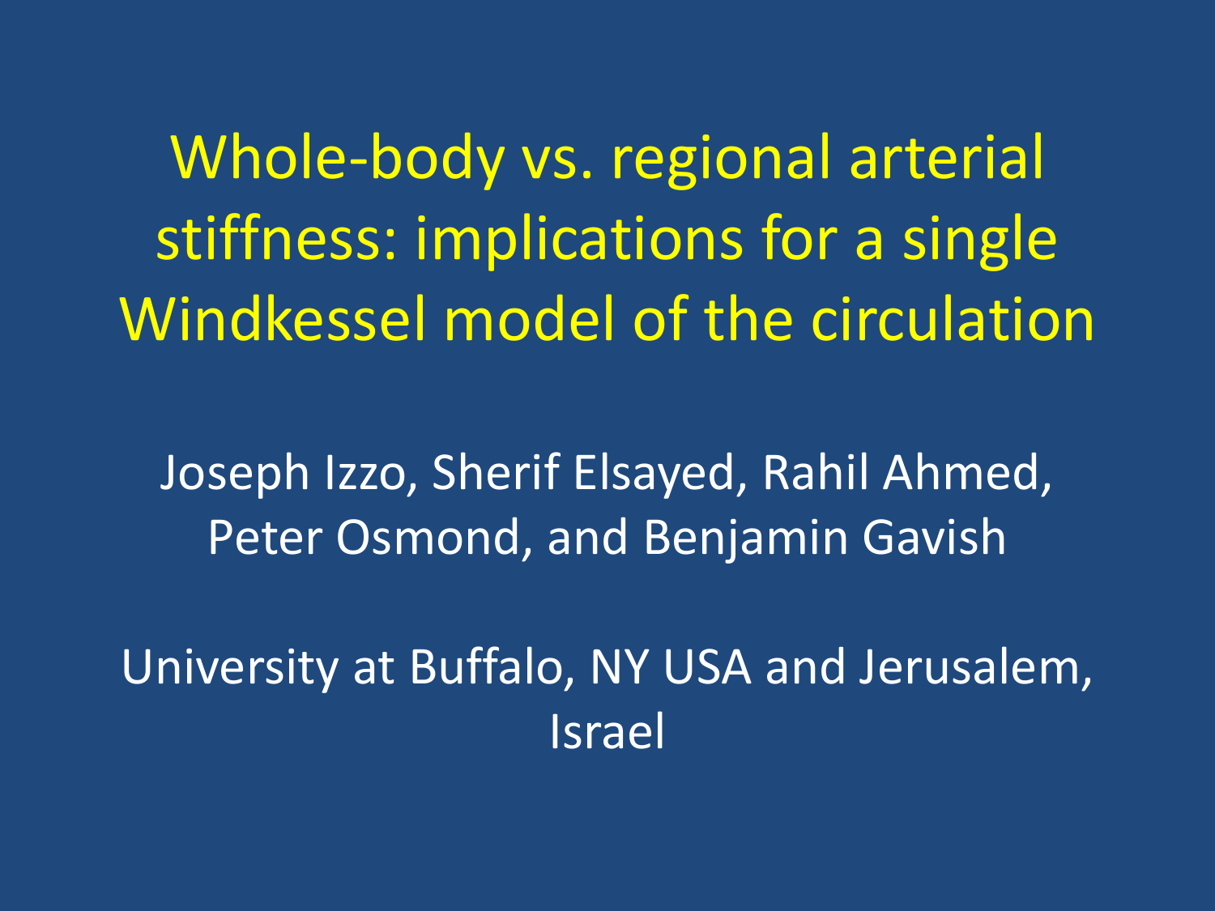# Whole-body vs. regional arterial stiffness: implications for a single Windkessel model of the circulation

Joseph Izzo, Sherif Elsayed, Rahil Ahmed, Peter Osmond, and Benjamin Gavish

University at Buffalo, NY USA and Jerusalem, Israel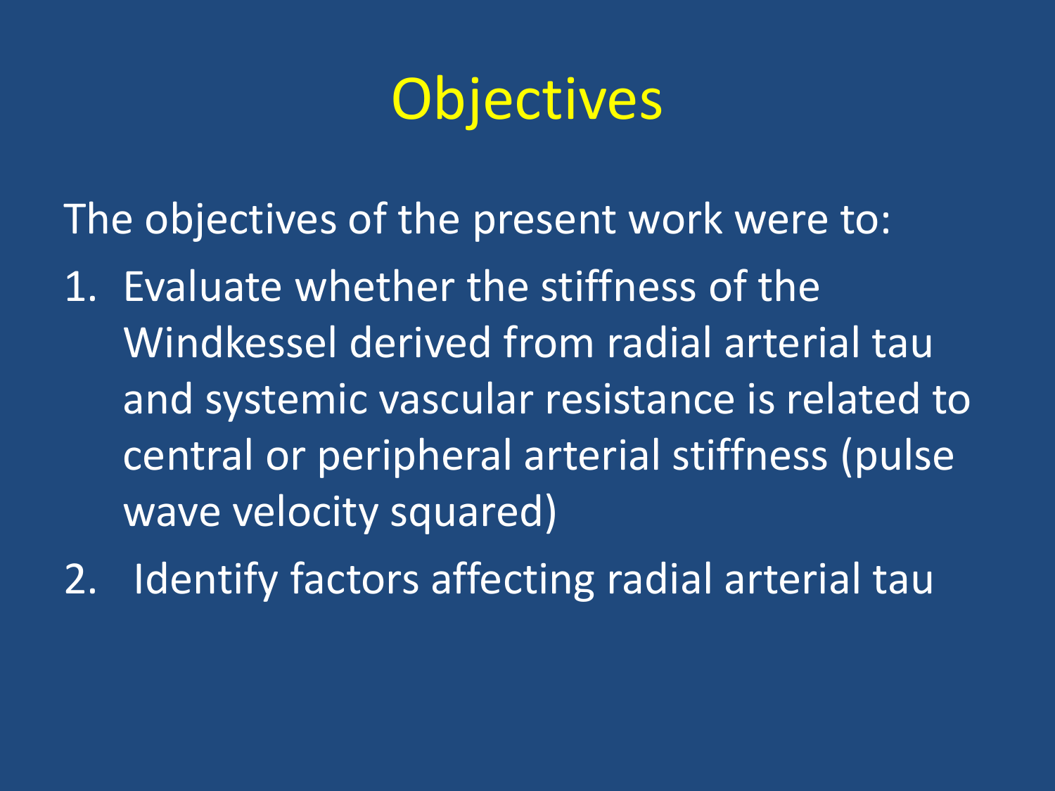# Objectives

The objectives of the present work were to:

1. Evaluate whether the stiffness of the Windkessel derived from radial arterial tau and systemic vascular resistance is related to central or peripheral arterial stiffness (pulse wave velocity squared)
2. Identify factors affecting radial arterial tau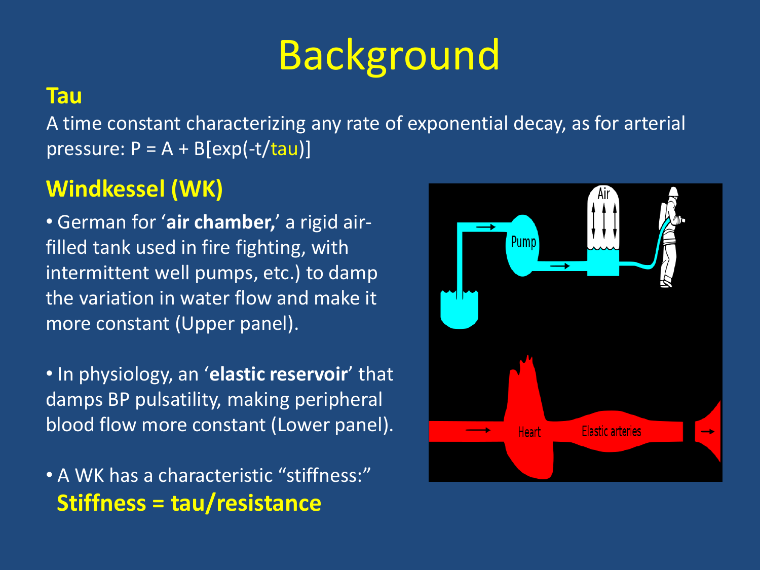# Background

## Tau

A time constant characterizing any rate of exponential decay, as for arterial pressure: $P = A + B[\exp(-t/\tau)]$

## Windkessel (WK)

- German for '**air chamber,**' a rigid air-filled tank used in fire fighting, with intermittent well pumps, etc.) to damp the variation in water flow and make it more constant (Upper panel).

- In physiology, an '**elastic reservoir**' that damps BP pulsatility, making peripheral blood flow more constant (Lower panel).

- A WK has a characteristic "stiffness:"
  **Stiffness = tau/resistance**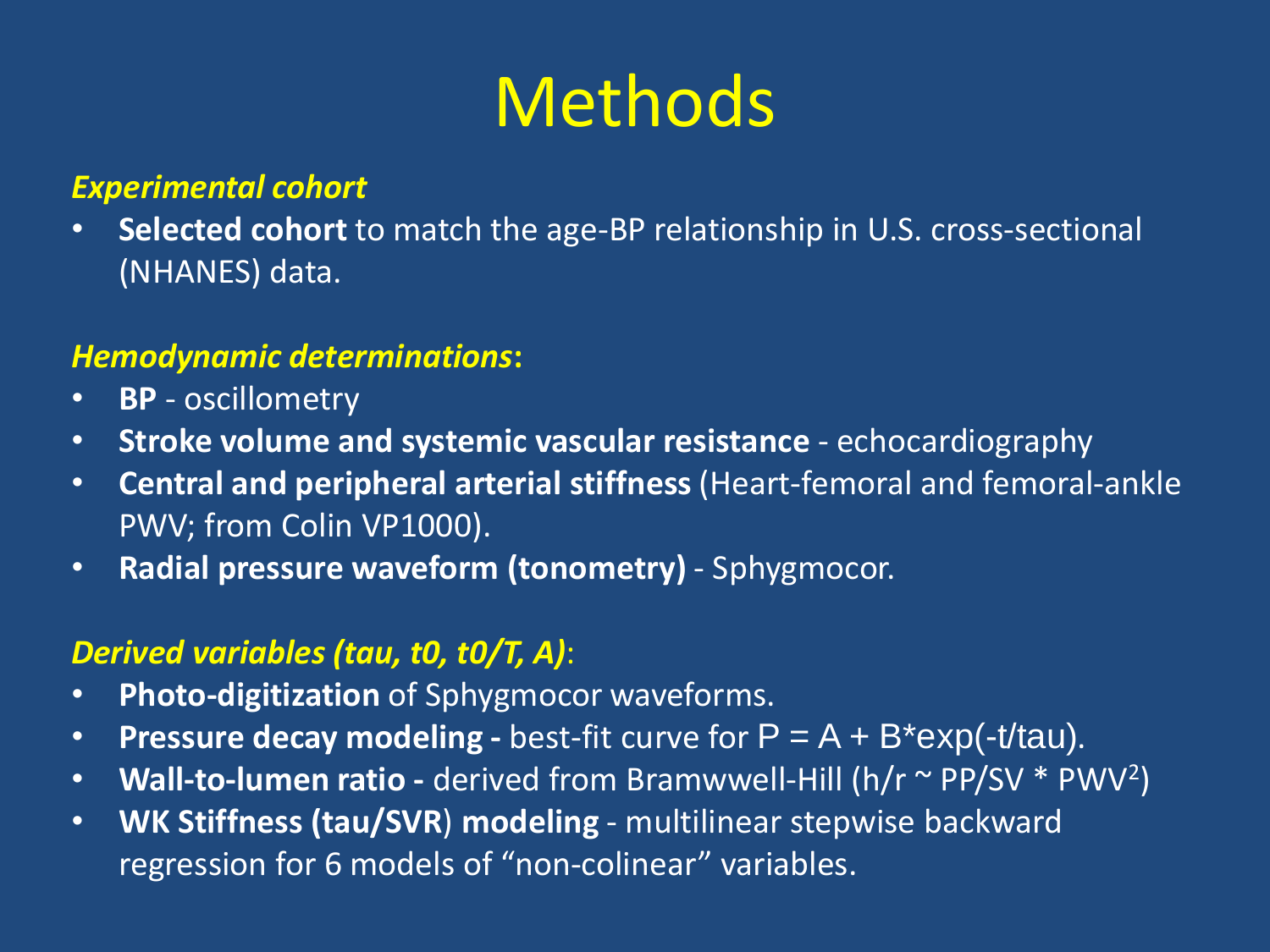# Methods

***Experimental cohort***

- **Selected cohort** to match the age-BP relationship in U.S. cross-sectional (NHANES) data.

***Hemodynamic determinations*:**

- **BP** - oscillometry
- **Stroke volume and systemic vascular resistance** - echocardiography
- **Central and peripheral arterial stiffness** (Heart-femoral and femoral-ankle PWV; from Colin VP1000).
- **Radial pressure waveform (tonometry)** - Sphygmocor.

***Derived variables (tau, t0, t0/T, A)*:**

- **Photo-digitization** of Sphygmocor waveforms.
- **Pressure decay modeling -** best-fit curve for $P = A + B*\exp(-t/tau)$.
- **Wall-to-lumen ratio -** derived from Bramwwell-Hill ($h/r \sim PP/SV * PWV^2$)
- **WK Stiffness (tau/SVR) modeling** - multilinear stepwise backward regression for 6 models of "non-colinear" variables.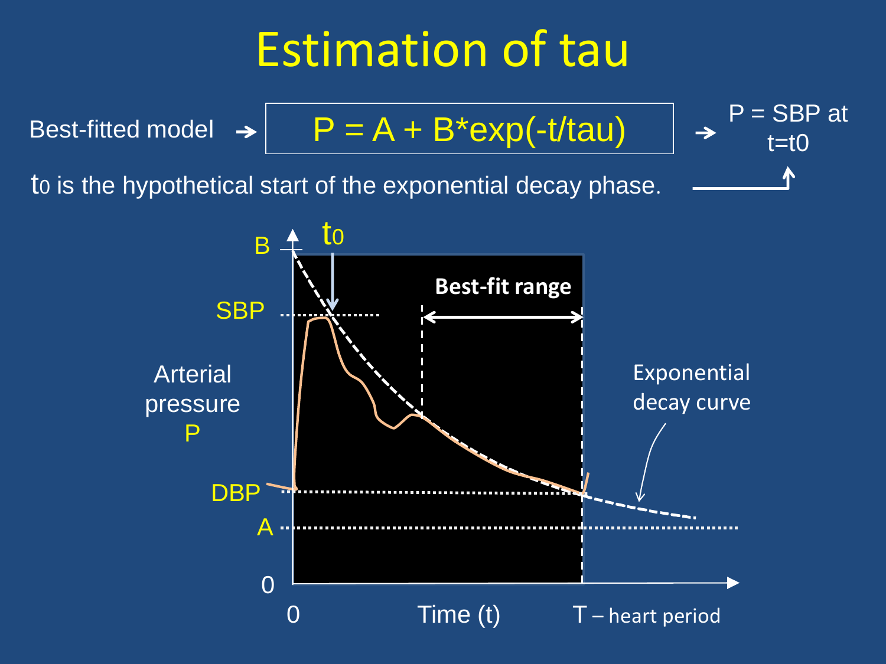# Estimation of tau

Best-fitted model → $P = A + B*\exp(-t/tau)$ → P = SBP at $t=t_0$

$t_0$ is the hypothetical start of the exponential decay phase.

B

$t_0$

SBP

Best-fit range

Arterial pressure P

Exponential decay curve

DBP

A

0

0 Time (t) T – heart period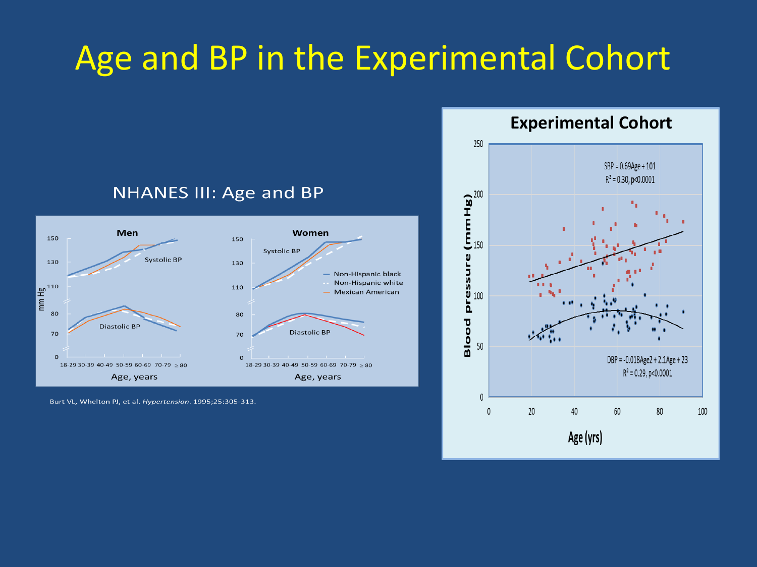# Age and BP in the Experimental Cohort

## NHANES III: Age and BP

**Men**

**Women**

Systolic BP

Diastolic BP

- Non-Hispanic black
- Non-Hispanic white
- Mexican American

mm Hg

Age, years

18-29 30-39 40-49 50-59 60-69 70-79 ≥80

Burt VL, Whelton PJ, et al. *Hypertension*. 1995;25:305-313.

## Experimental Cohort

$SBP = 0.69Age + 101$

$R^2 = 0.30, p<0.0001$

$DBP = -0.018Age^2 + 2.1Age + 23$

$R^2 = 0.29, p<0.0001$

Blood pressure (mmHg)

Age (yrs)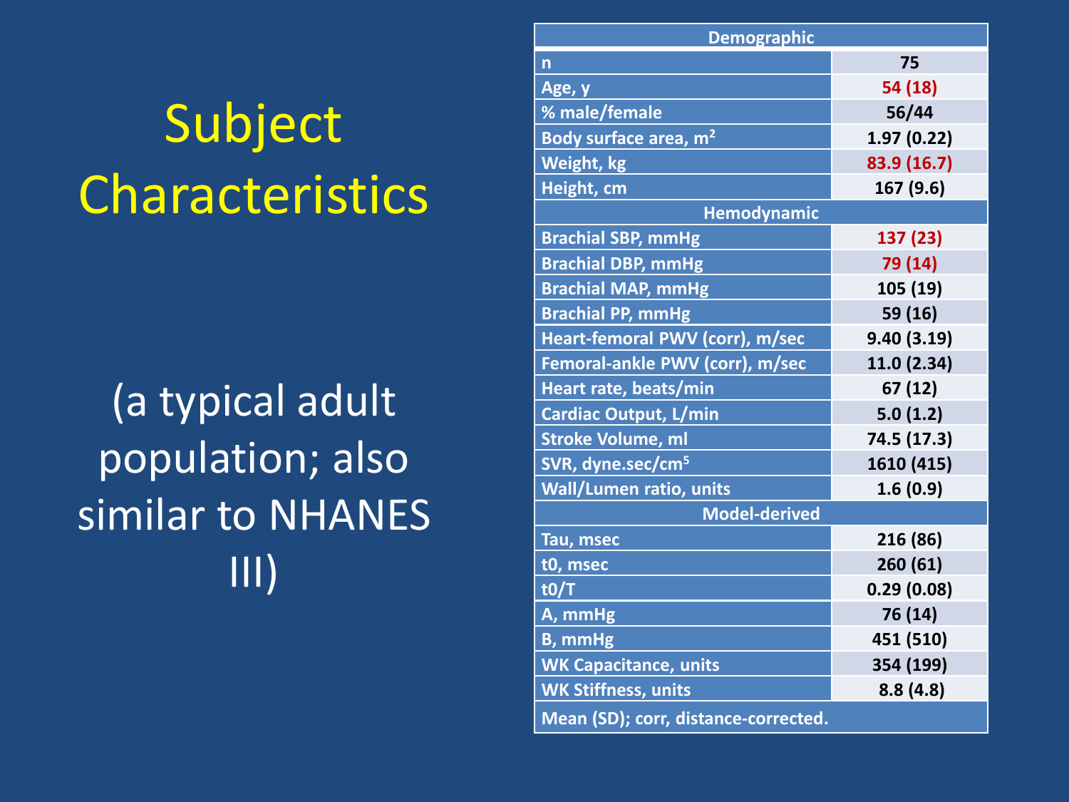# Subject Characteristics

(a typical adult population; also similar to NHANES III)

| Demographic | |
|---|---|
| n | 75 |
| Age, y | 54 (18) |
| % male/female | 56/44 |
| Body surface area, $m^2$ | 1.97 (0.22) |
| Weight, kg | 83.9 (16.7) |
| Height, cm | 167 (9.6) |
| **Hemodynamic** | |
| Brachial SBP, mmHg | 137 (23) |
| Brachial DBP, mmHg | 79 (14) |
| Brachial MAP, mmHg | 105 (19) |
| Brachial PP, mmHg | 59 (16) |
| Heart-femoral PWV (corr), m/sec | 9.40 (3.19) |
| Femoral-ankle PWV (corr), m/sec | 11.0 (2.34) |
| Heart rate, beats/min | 67 (12) |
| Cardiac Output, L/min | 5.0 (1.2) |
| Stroke Volume, ml | 74.5 (17.3) |
| SVR, dyne.sec/$cm^5$ | 1610 (415) |
| Wall/Lumen ratio, units | 1.6 (0.9) |
| **Model-derived** | |
| Tau, msec | 216 (86) |
| t0, msec | 260 (61) |
| t0/T | 0.29 (0.08) |
| A, mmHg | 76 (14) |
| B, mmHg | 451 (510) |
| WK Capacitance, units | 354 (199) |
| WK Stiffness, units | 8.8 (4.8) |

Mean (SD); corr, distance-corrected.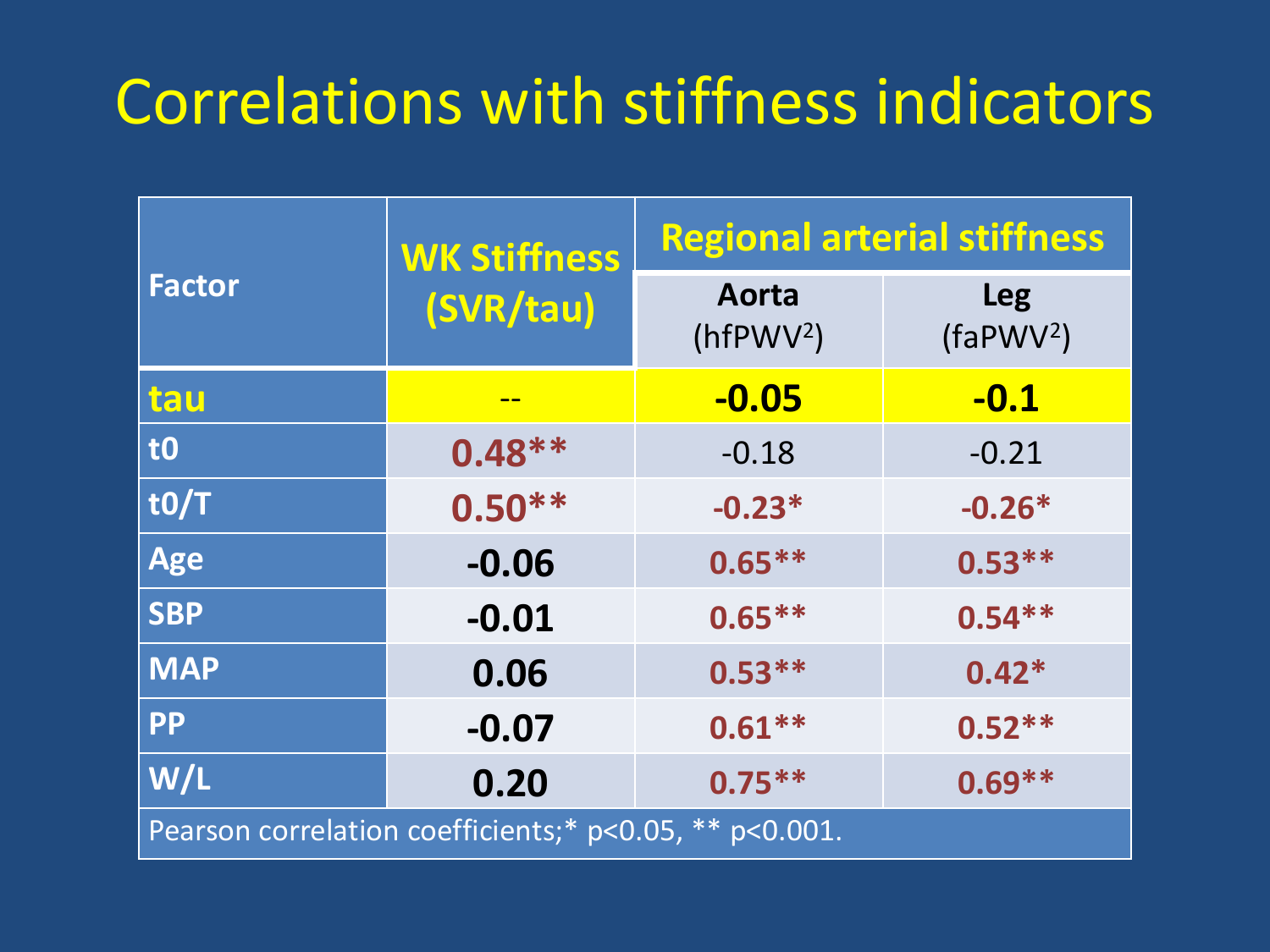# Correlations with stiffness indicators

| Factor | WK Stiffness (SVR/tau) | Regional arterial stiffness | |
|---|---|---|---|
| | | Aorta ($hfPWV^2$) | Leg ($faPWV^2$) |
| **tau** | -- | **-0.05** | **-0.1** |
| **t0** | **0.48\*\*** | -0.18 | -0.21 |
| **t0/T** | **0.50\*\*** | **-0.23\*** | **-0.26\*** |
| **Age** | **-0.06** | **0.65\*\*** | **0.53\*\*** |
| **SBP** | **-0.01** | **0.65\*\*** | **0.54\*\*** |
| **MAP** | **0.06** | **0.53\*\*** | **0.42\*** |
| **PP** | **-0.07** | **0.61\*\*** | **0.52\*\*** |
| **W/L** | **0.20** | **0.75\*\*** | **0.69\*\*** |

Pearson correlation coefficients;* p<0.05, ** p<0.001.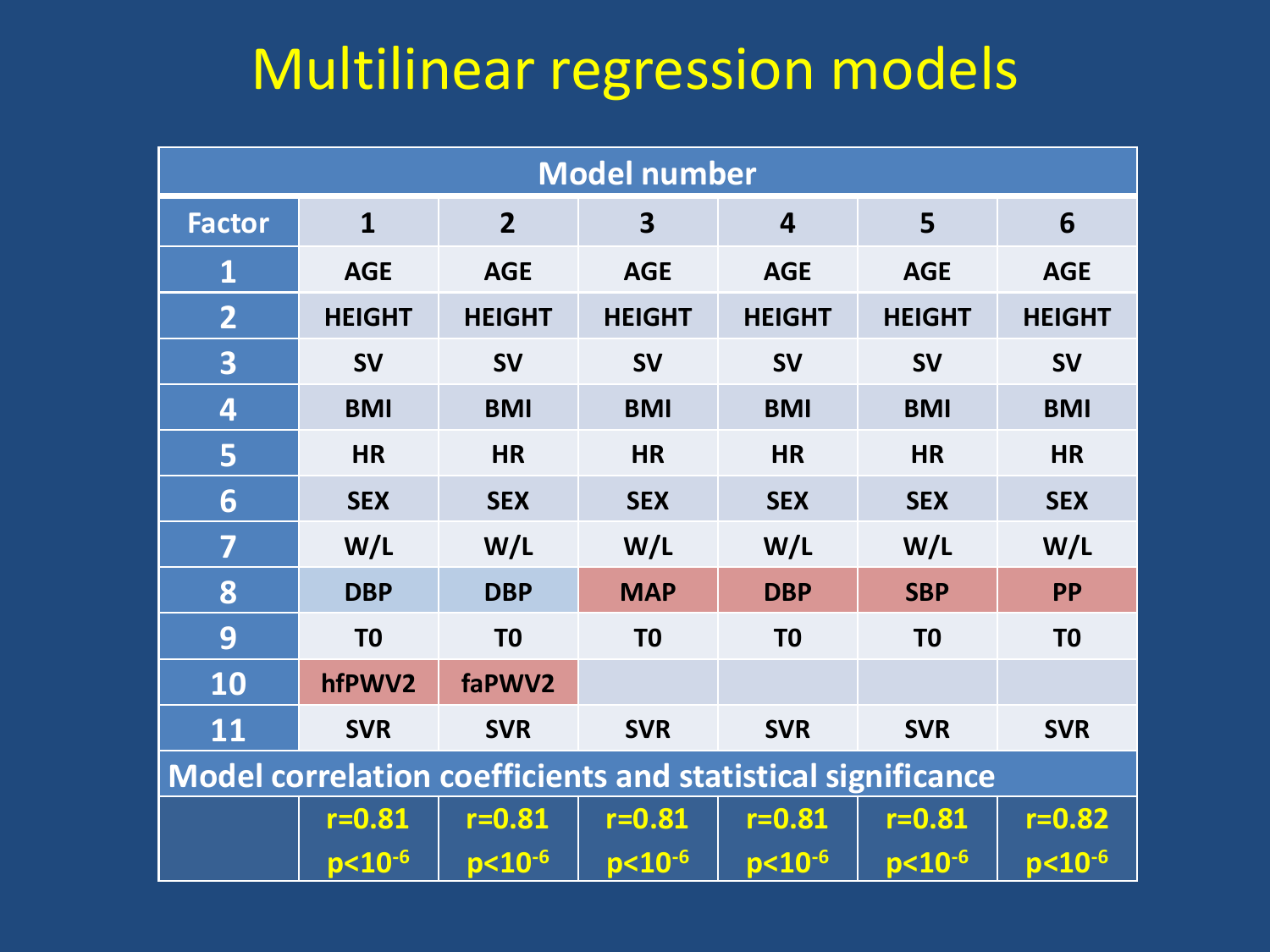# Multilinear regression models

| Model number | | | | | | |
|---|---|---|---|---|---|---|
| **Factor** | **1** | **2** | **3** | **4** | **5** | **6** |
| **1** | AGE | AGE | AGE | AGE | AGE | AGE |
| **2** | HEIGHT | HEIGHT | HEIGHT | HEIGHT | HEIGHT | HEIGHT |
| **3** | SV | SV | SV | SV | SV | SV |
| **4** | BMI | BMI | BMI | BMI | BMI | BMI |
| **5** | HR | HR | HR | HR | HR | HR |
| **6** | SEX | SEX | SEX | SEX | SEX | SEX |
| **7** | W/L | W/L | W/L | W/L | W/L | W/L |
| **8** | DBP | DBP | MAP | DBP | SBP | PP |
| **9** | T0 | T0 | T0 | T0 | T0 | T0 |
| **10** | hfPWV2 | faPWV2 | | | | |
| **11** | SVR | SVR | SVR | SVR | SVR | SVR |
| **Model correlation coefficients and statistical significance** | | | | | | |
| | $r=0.81$ $p<10^{-6}$ | $r=0.81$ $p<10^{-6}$ | $r=0.81$ $p<10^{-6}$ | $r=0.81$ $p<10^{-6}$ | $r=0.81$ $p<10^{-6}$ | $r=0.82$ $p<10^{-6}$ |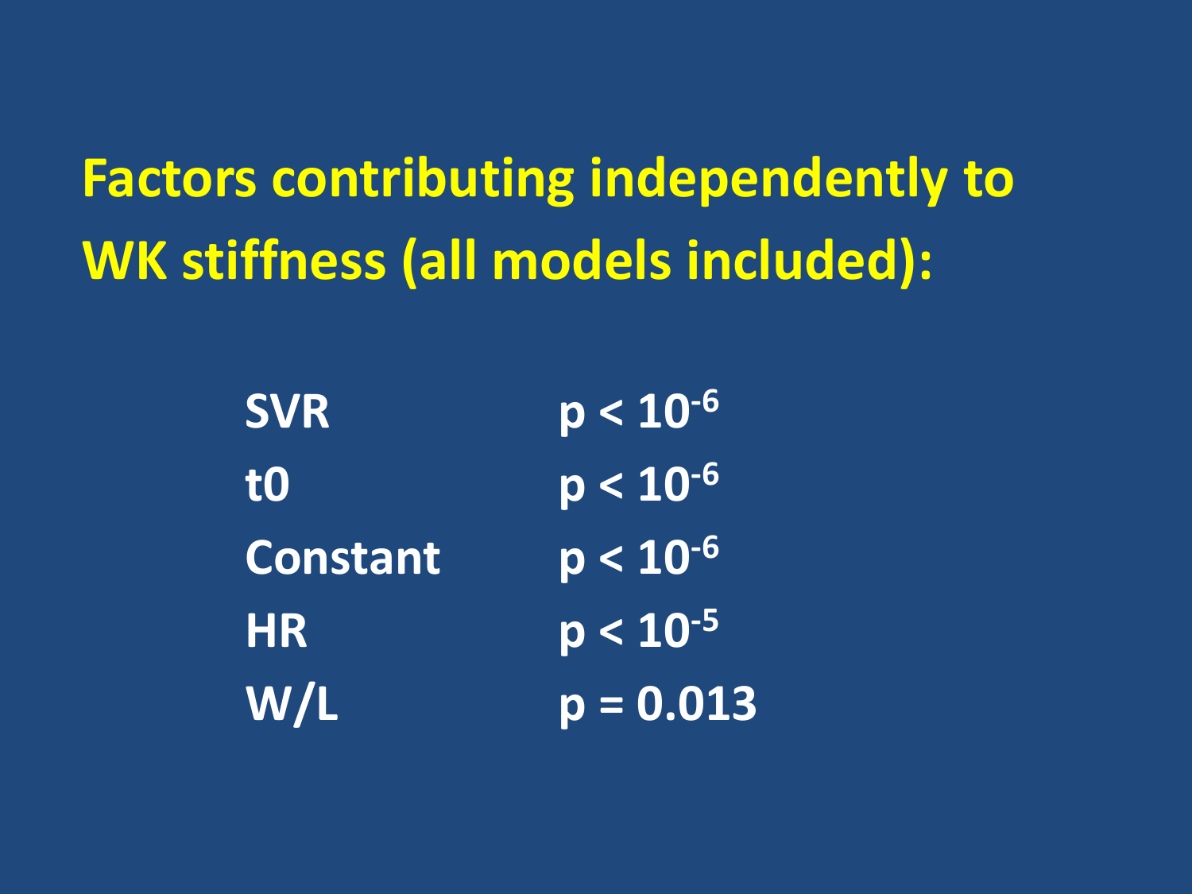# Factors contributing independently to WK stiffness (all models included):

| | |
|---|---|
| SVR | $p < 10^{-6}$ |
| t0 | $p < 10^{-6}$ |
| Constant | $p < 10^{-6}$ |
| HR | $p < 10^{-5}$ |
| W/L | $p = 0.013$ |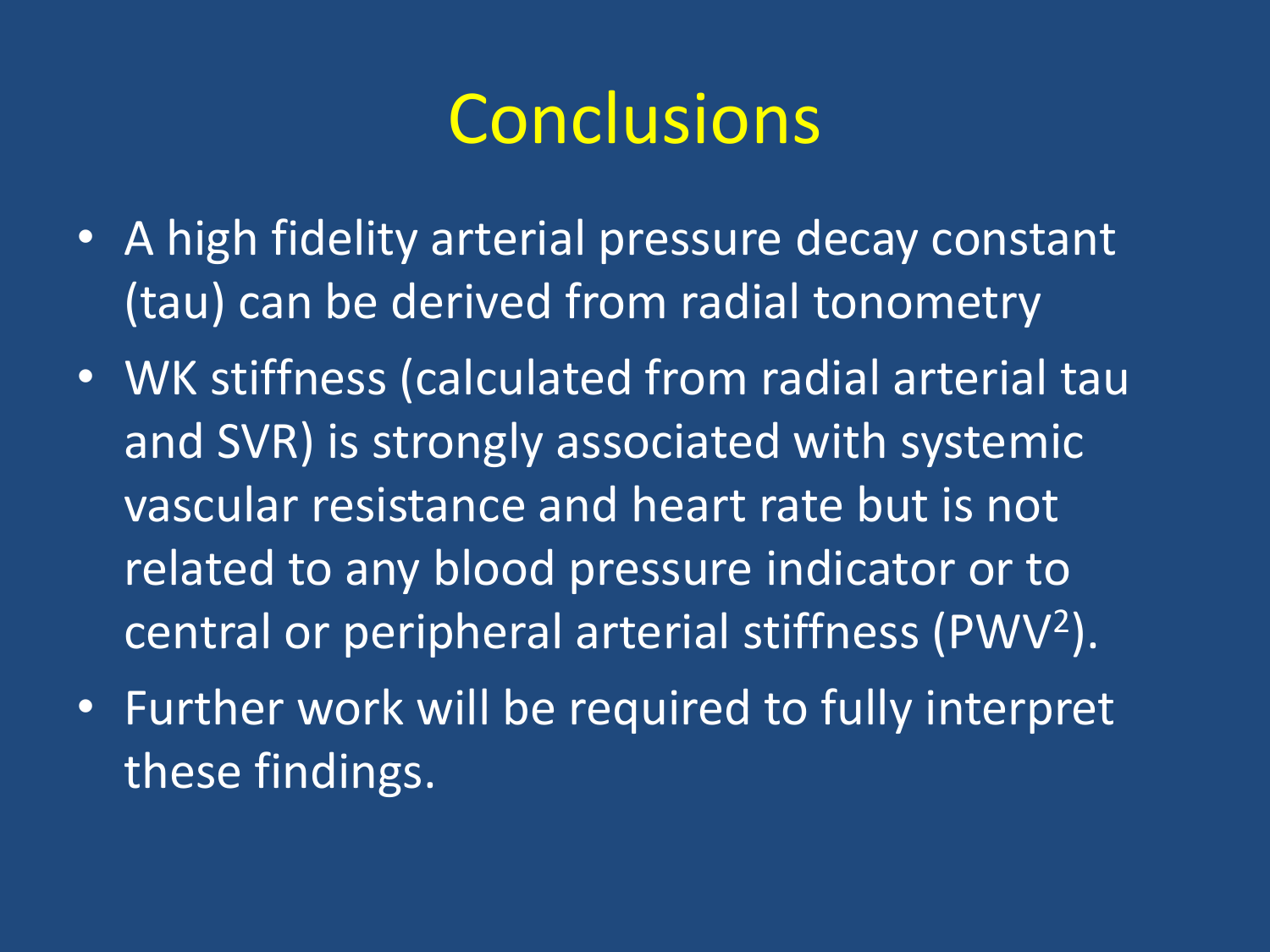# Conclusions

- A high fidelity arterial pressure decay constant (tau) can be derived from radial tonometry
- WK stiffness (calculated from radial arterial tau and SVR) is strongly associated with systemic vascular resistance and heart rate but is not related to any blood pressure indicator or to central or peripheral arterial stiffness ($PWV^2$).
- Further work will be required to fully interpret these findings.